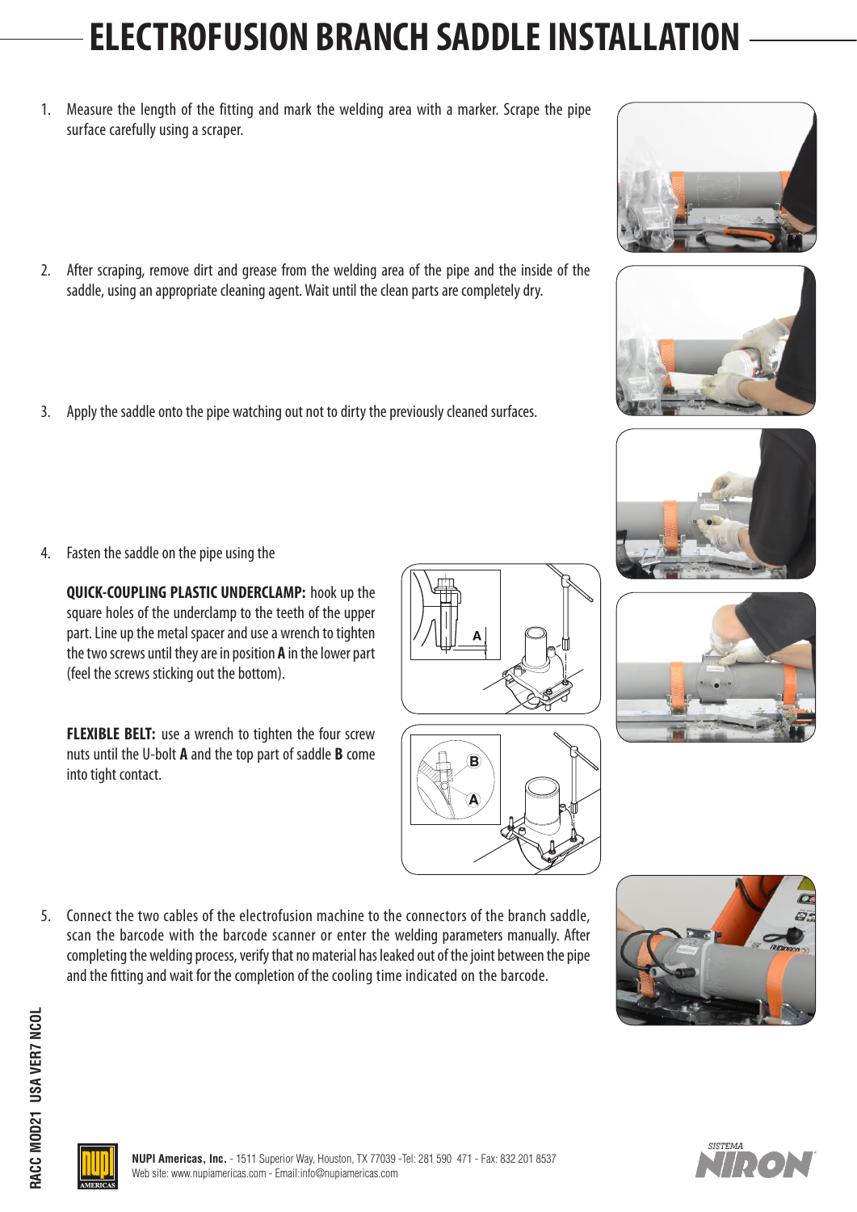# ELECTROFUSION BRANCH SADDLE INSTALLATION

1. Measure the length of the fitting and mark the welding area with a marker. Scrape the pipe surface carefully using a scraper.

2. After scraping, remove dirt and grease from the welding area of the pipe and the inside of the saddle, using an appropriate cleaning agent. Wait until the clean parts are completely dry.

3. Apply the saddle onto the pipe watching out not to dirty the previously cleaned surfaces.

4. Fasten the saddle on the pipe using the

   **QUICK-COUPLING PLASTIC UNDERCLAMP:** hook up the square holes of the underclamp to the teeth of the upper part. Line up the metal spacer and use a wrench to tighten the two screws until they are in position **A** in the lower part (feel the screws sticking out the bottom).

   **FLEXIBLE BELT:** use a wrench to tighten the four screw nuts until the U-bolt **A** and the top part of saddle **B** come into tight contact.

5. Connect the two cables of the electrofusion machine to the connectors of the branch saddle, scan the barcode with the barcode scanner or enter the welding parameters manually. After completing the welding process, verify that no material has leaked out of the joint between the pipe and the fitting and wait for the completion of the cooling time indicated on the barcode.

RACC MOD21 USA VER7 NCOL

**NUPI Americas, Inc.** - 1511 Superior Way, Houston, TX 77039 -Tel: 281 590 471 - Fax: 832 201 8537
Web site: www.nupiamericas.com - Email:info@nupiamericas.com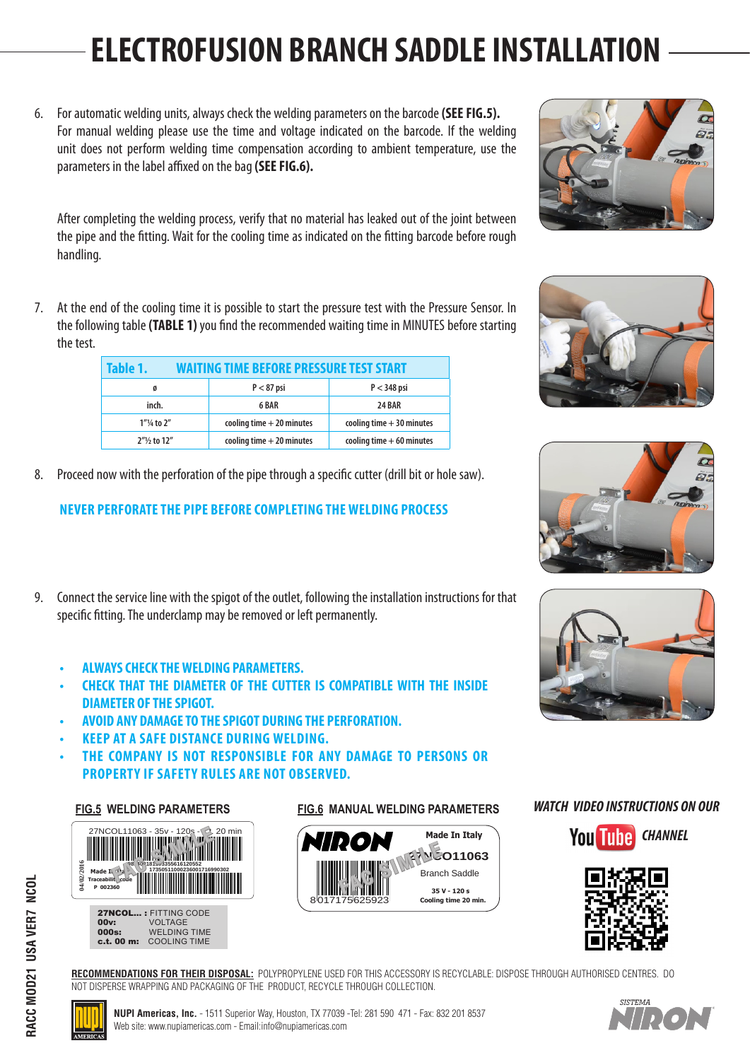# ELECTROFUSION BRANCH SADDLE INSTALLATION

6. For automatic welding units, always check the welding parameters on the barcode **(SEE FIG.5).** For manual welding please use the time and voltage indicated on the barcode. If the welding unit does not perform welding time compensation according to ambient temperature, use the parameters in the label affixed on the bag **(SEE FIG.6).**

   After completing the welding process, verify that no material has leaked out of the joint between the pipe and the fitting. Wait for the cooling time as indicated on the fitting barcode before rough handling.

7. At the end of the cooling time it is possible to start the pressure test with the Pressure Sensor. In the following table **(TABLE 1)** you find the recommended waiting time in MINUTES before starting the test.

**Table 1. WAITING TIME BEFORE PRESSURE TEST START**

| ø | P < 87 psi | P < 348 psi |
|---|---|---|
| inch. | 6 BAR | 24 BAR |
| 1"¼ to 2" | cooling time + 20 minutes | cooling time + 30 minutes |
| 2"½ to 12" | cooling time + 20 minutes | cooling time + 60 minutes |

8. Proceed now with the perforation of the pipe through a specific cutter (drill bit or hole saw).

**NEVER PERFORATE THE PIPE BEFORE COMPLETING THE WELDING PROCESS**

9. Connect the service line with the spigot of the outlet, following the installation instructions for that specific fitting. The underclamp may be removed or left permanently.

- **ALWAYS CHECK THE WELDING PARAMETERS.**
- **CHECK THAT THE DIAMETER OF THE CUTTER IS COMPATIBLE WITH THE INSIDE DIAMETER OF THE SPIGOT.**
- **AVOID ANY DAMAGE TO THE SPIGOT DURING THE PERFORATION.**
- **KEEP AT A SAFE DISTANCE DURING WELDING.**
- **THE COMPANY IS NOT RESPONSIBLE FOR ANY DAMAGE TO PERSONS OR PROPERTY IF SAFETY RULES ARE NOT OBSERVED.**

**FIG.5 WELDING PARAMETERS**

27NCOL11063 - 35v - 120s - c.t. 20 min

FAC SIMILE

04/02/2016 Made In Italy Traceability code P 002360

27NCOL... : FITTING CODE
00v: VOLTAGE
000s: WELDING TIME
c.t. 00 m: COOLING TIME

**FIG.6 MANUAL WELDING PARAMETERS**

NIRON Made In Italy
27NCOL11063
Branch Saddle
35 V - 120 s
Cooling time 20 min.
8017175625923
FAC SIMILE

*WATCH VIDEO INSTRUCTIONS ON OUR* YouTube *CHANNEL*

**RECOMMENDATIONS FOR THEIR DISPOSAL:** POLYPROPYLENE USED FOR THIS ACCESSORY IS RECYCLABLE: DISPOSE THROUGH AUTHORISED CENTRES. DO NOT DISPERSE WRAPPING AND PACKAGING OF THE PRODUCT, RECYCLE THROUGH COLLECTION.

**NUPI Americas, Inc.** - 1511 Superior Way, Houston, TX 77039 -Tel: 281 590 471 - Fax: 832 201 8537
Web site: www.nupiamericas.com - Email:info@nupiamericas.com

RACC MOD21 USA VER7 NCOL